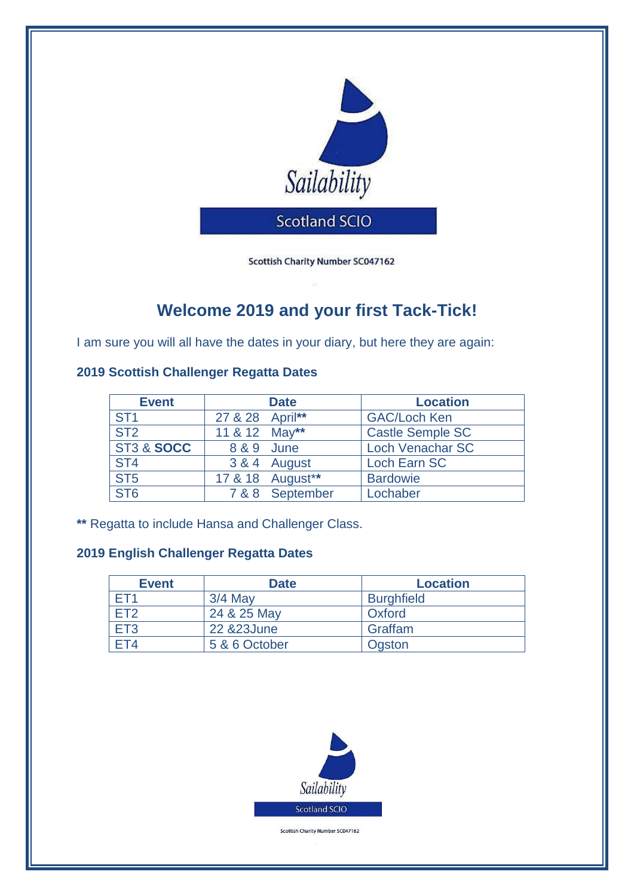Sailability

Scotland SCIO

Scottish Charity Number SC047162

# Welcome 2019 and your first Tack-Tick!

I am sure you will all have the dates in your diary, but here they are again:

### 2019 Scottish Challenger Regatta Dates

| Event | Date | Location |
|---|---|---|
| ST1 | 27 & 28 April** | GAC/Loch Ken |
| ST2 | 11 & 12 May** | Castle Semple SC |
| ST3 & **SOCC** | 8 & 9 June | Loch Venachar SC |
| ST4 | 3 & 4 August | Loch Earn SC |
| ST5 | 17 & 18 August** | Bardowie |
| ST6 | 7 & 8 September | Lochaber |

** Regatta to include Hansa and Challenger Class.

### 2019 English Challenger Regatta Dates

| Event | Date | Location |
|---|---|---|
| ET1 | 3/4 May | Burghfield |
| ET2 | 24 & 25 May | Oxford |
| ET3 | 22 &23June | Graffam |
| ET4 | 5 & 6 October | Ogston |

Sailability

Scotland SCIO

Scottish Charity Number SC047162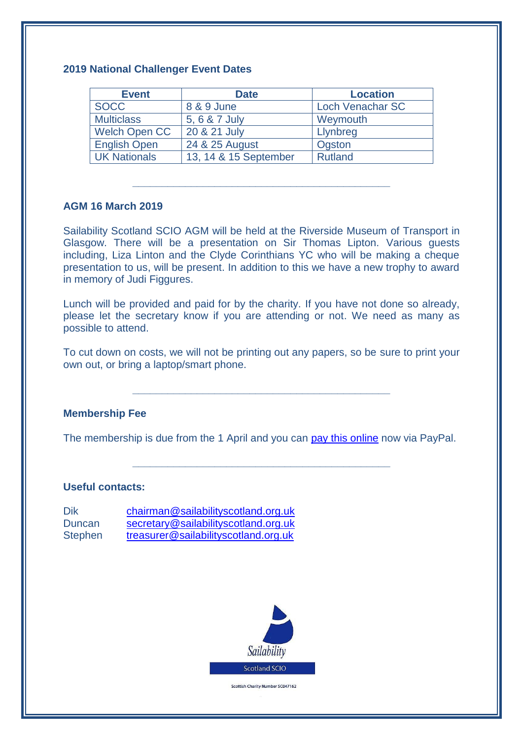### 2019 National Challenger Event Dates

| Event | Date | Location |
|---|---|---|
| SOCC | 8 & 9 June | Loch Venachar SC |
| Multiclass | 5, 6 & 7 July | Weymouth |
| Welch Open CC | 20 & 21 July | Llynbreg |
| English Open | 24 & 25 August | Ogston |
| UK Nationals | 13, 14 & 15 September | Rutland |

---

### AGM 16 March 2019

Sailability Scotland SCIO AGM will be held at the Riverside Museum of Transport in Glasgow. There will be a presentation on Sir Thomas Lipton. Various guests including, Liza Linton and the Clyde Corinthians YC who will be making a cheque presentation to us, will be present. In addition to this we have a new trophy to award in memory of Judi Figgures.

Lunch will be provided and paid for by the charity. If you have not done so already, please let the secretary know if you are attending or not. We need as many as possible to attend.

To cut down on costs, we will not be printing out any papers, so be sure to print your own out, or bring a laptop/smart phone.

---

### Membership Fee

The membership is due from the 1 April and you can pay this online now via PayPal.

---

### Useful contacts:

Dik chairman@sailabilityscotland.org.uk
Duncan secretary@sailabilityscotland.org.uk
Stephen treasurer@sailabilityscotland.org.uk

Sailability
Scotland SCIO
Scottish Charity Number SC047162